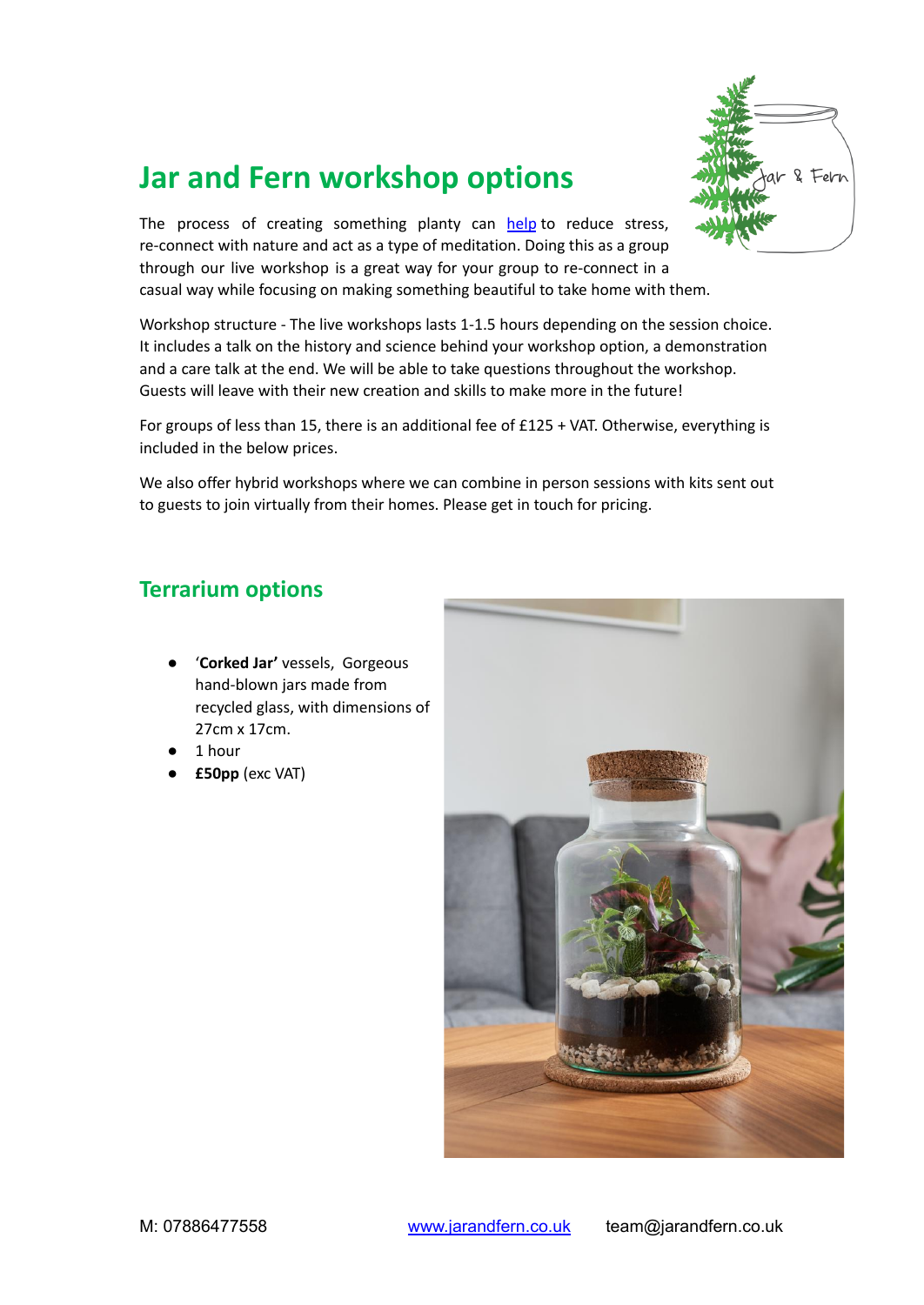# Jar and Fern workshop options

The process of creating something planty can [help](#) to reduce stress, re-connect with nature and act as a type of meditation. Doing this as a group through our live workshop is a great way for your group to re-connect in a casual way while focusing on making something beautiful to take home with them.

Workshop structure - The live workshops lasts 1-1.5 hours depending on the session choice. It includes a talk on the history and science behind your workshop option, a demonstration and a care talk at the end. We will be able to take questions throughout the workshop. Guests will leave with their new creation and skills to make more in the future!

For groups of less than 15, there is an additional fee of £125 + VAT. Otherwise, everything is included in the below prices.

We also offer hybrid workshops where we can combine in person sessions with kits sent out to guests to join virtually from their homes. Please get in touch for pricing.

## Terrarium options

- '**Corked Jar'** vessels, Gorgeous hand-blown jars made from recycled glass, with dimensions of 27cm x 17cm.
- 1 hour
- **£50pp** (exc VAT)

M: 07886477558 [www.jarandfern.co.uk](http://www.jarandfern.co.uk) team@jarandfern.co.uk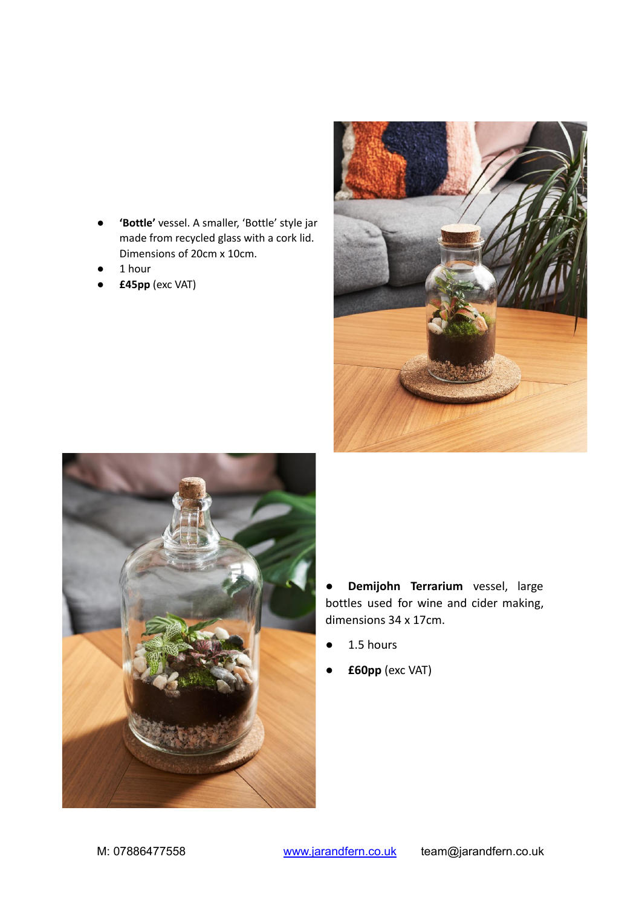- **'Bottle'** vessel. A smaller, 'Bottle' style jar made from recycled glass with a cork lid. Dimensions of 20cm x 10cm.
- 1 hour
- **£45pp** (exc VAT)

- **Demijohn Terrarium** vessel, large bottles used for wine and cider making, dimensions 34 x 17cm.
- 1.5 hours
- **£60pp** (exc VAT)

M: 07886477558 [www.jarandfern.co.uk](http://www.jarandfern.co.uk) team@jarandfern.co.uk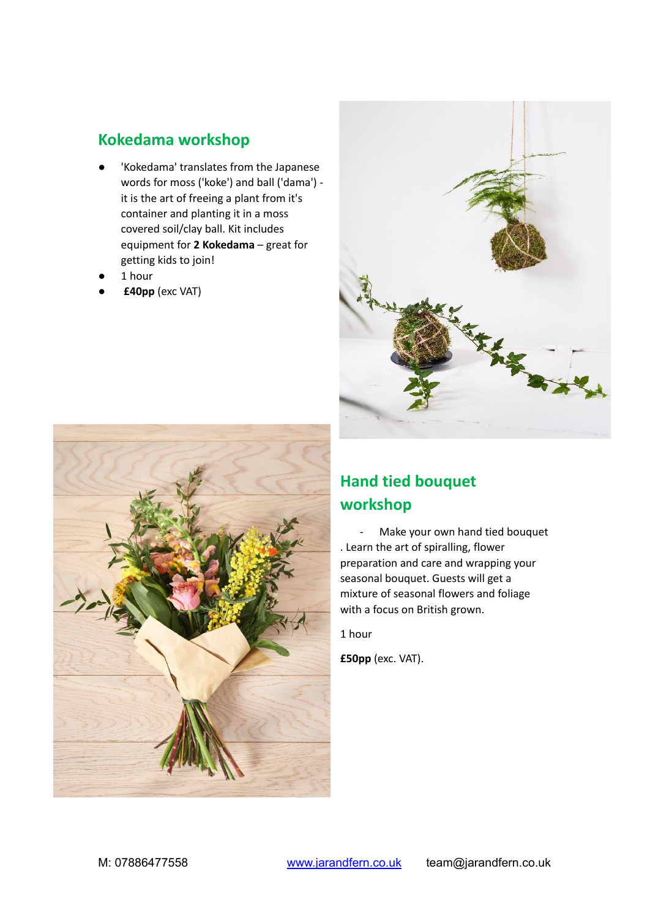## Kokedama workshop

- 'Kokedama' translates from the Japanese words for moss ('koke') and ball ('dama') - it is the art of freeing a plant from it's container and planting it in a moss covered soil/clay ball. Kit includes equipment for **2 Kokedama** – great for getting kids to join!
- 1 hour
- **£40pp** (exc VAT)

## Hand tied bouquet workshop

- Make your own hand tied bouquet . Learn the art of spiralling, flower preparation and care and wrapping your seasonal bouquet. Guests will get a mixture of seasonal flowers and foliage with a focus on British grown.

1 hour

**£50pp** (exc. VAT).

M: 07886477558 [www.jarandfern.co.uk](http://www.jarandfern.co.uk) team@jarandfern.co.uk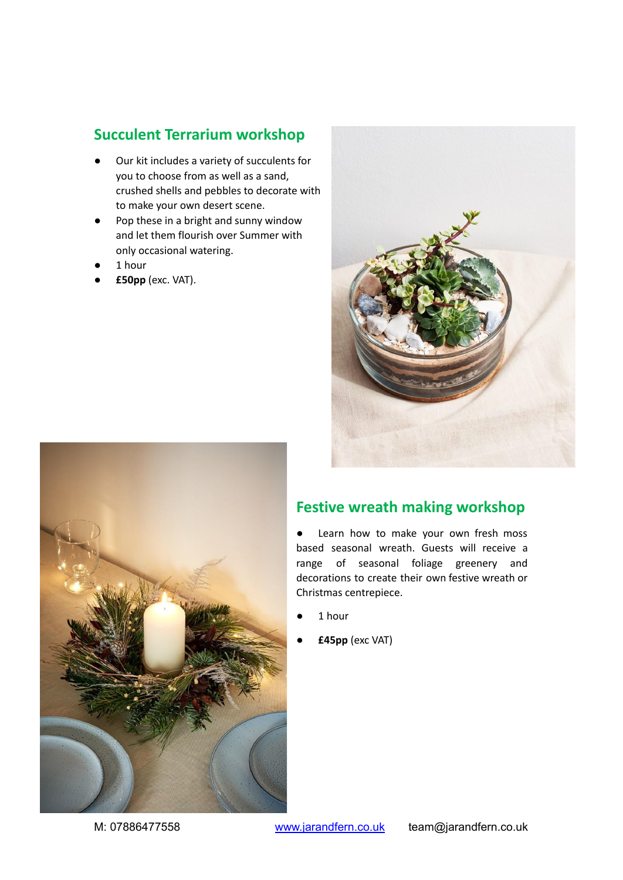## Succulent Terrarium workshop

- Our kit includes a variety of succulents for you to choose from as well as a sand, crushed shells and pebbles to decorate with to make your own desert scene.
- Pop these in a bright and sunny window and let them flourish over Summer with only occasional watering.
- 1 hour
- **£50pp** (exc. VAT).

## Festive wreath making workshop

- Learn how to make your own fresh moss based seasonal wreath. Guests will receive a range of seasonal foliage greenery and decorations to create their own festive wreath or Christmas centrepiece.
- 1 hour
- **£45pp** (exc VAT)

M: 07886477558 [www.jarandfern.co.uk](http://www.jarandfern.co.uk) team@jarandfern.co.uk